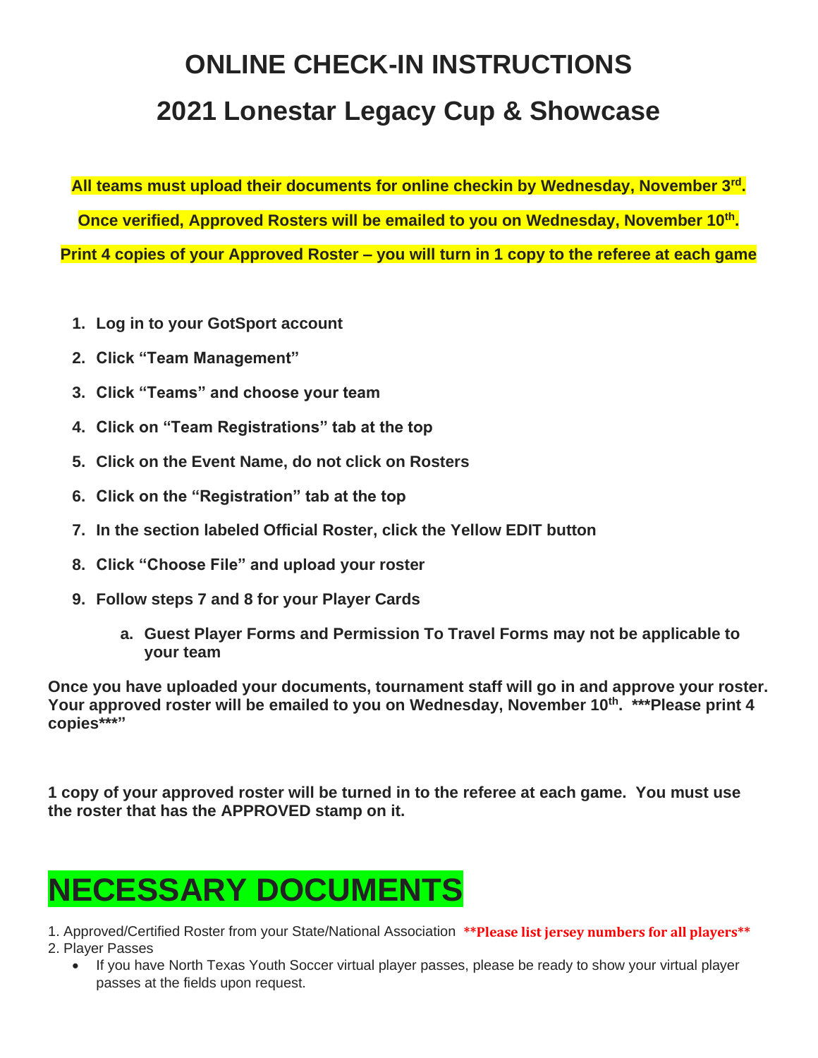# ONLINE CHECK-IN INSTRUCTIONS

## 2021 Lonestar Legacy Cup & Showcase

**All teams must upload their documents for online checkin by Wednesday, November 3rd.**

**Once verified, Approved Rosters will be emailed to you on Wednesday, November 10th.**

**Print 4 copies of your Approved Roster – you will turn in 1 copy to the referee at each game**

1. **Log in to your GotSport account**
2. **Click "Team Management"**
3. **Click "Teams" and choose your team**
4. **Click on "Team Registrations" tab at the top**
5. **Click on the Event Name, do not click on Rosters**
6. **Click on the "Registration" tab at the top**
7. **In the section labeled Official Roster, click the Yellow EDIT button**
8. **Click "Choose File" and upload your roster**
9. **Follow steps 7 and 8 for your Player Cards**
   a. **Guest Player Forms and Permission To Travel Forms may not be applicable to your team**

**Once you have uploaded your documents, tournament staff will go in and approve your roster. Your approved roster will be emailed to you on Wednesday, November 10th. \*\*\*Please print 4 copies\*\*\*"**

**1 copy of your approved roster will be turned in to the referee at each game. You must use the roster that has the APPROVED stamp on it.**

# NECESSARY DOCUMENTS

1. Approved/Certified Roster from your State/National Association **\*\*Please list jersey numbers for all players\*\***
2. Player Passes
   - If you have North Texas Youth Soccer virtual player passes, please be ready to show your virtual player passes at the fields upon request.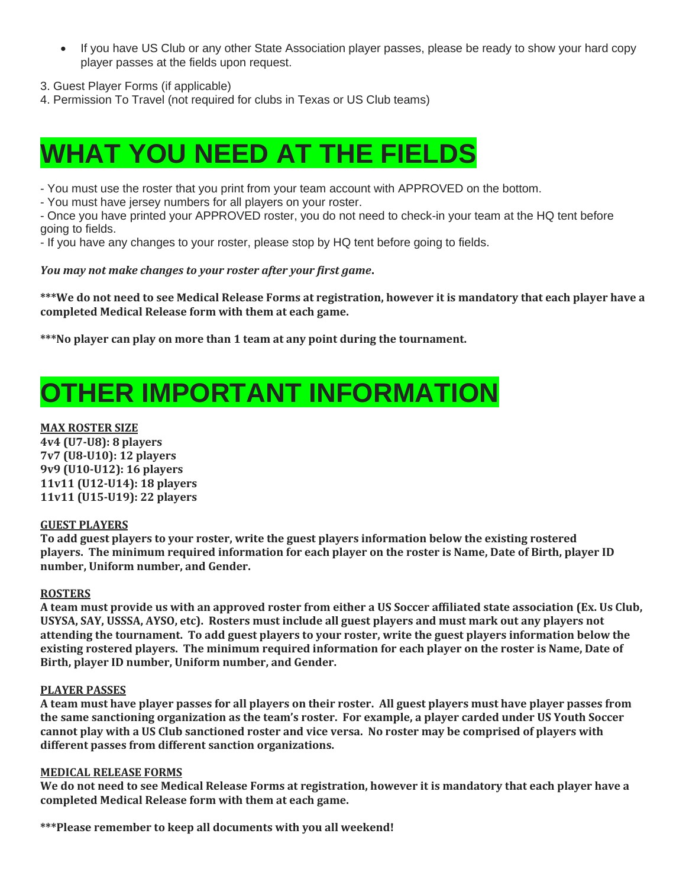- If you have US Club or any other State Association player passes, please be ready to show your hard copy player passes at the fields upon request.

3. Guest Player Forms (if applicable)
4. Permission To Travel (not required for clubs in Texas or US Club teams)

# WHAT YOU NEED AT THE FIELDS

- You must use the roster that you print from your team account with APPROVED on the bottom.
- You must have jersey numbers for all players on your roster.
- Once you have printed your APPROVED roster, you do not need to check-in your team at the HQ tent before going to fields.
- If you have any changes to your roster, please stop by HQ tent before going to fields.

***You may not make changes to your roster after your first game.***

**\*\*\*We do not need to see Medical Release Forms at registration, however it is mandatory that each player have a completed Medical Release form with them at each game.**

**\*\*\*No player can play on more than 1 team at any point during the tournament.**

# OTHER IMPORTANT INFORMATION

**MAX ROSTER SIZE**
**4v4 (U7-U8): 8 players**
**7v7 (U8-U10): 12 players**
**9v9 (U10-U12): 16 players**
**11v11 (U12-U14): 18 players**
**11v11 (U15-U19): 22 players**

**GUEST PLAYERS**
**To add guest players to your roster, write the guest players information below the existing rostered players. The minimum required information for each player on the roster is Name, Date of Birth, player ID number, Uniform number, and Gender.**

**ROSTERS**
**A team must provide us with an approved roster from either a US Soccer affiliated state association (Ex. Us Club, USYSA, SAY, USSSA, AYSO, etc). Rosters must include all guest players and must mark out any players not attending the tournament. To add guest players to your roster, write the guest players information below the existing rostered players. The minimum required information for each player on the roster is Name, Date of Birth, player ID number, Uniform number, and Gender.**

**PLAYER PASSES**
**A team must have player passes for all players on their roster. All guest players must have player passes from the same sanctioning organization as the team's roster. For example, a player carded under US Youth Soccer cannot play with a US Club sanctioned roster and vice versa. No roster may be comprised of players with different passes from different sanction organizations.**

**MEDICAL RELEASE FORMS**
**We do not need to see Medical Release Forms at registration, however it is mandatory that each player have a completed Medical Release form with them at each game.**

**\*\*\*Please remember to keep all documents with you all weekend!**